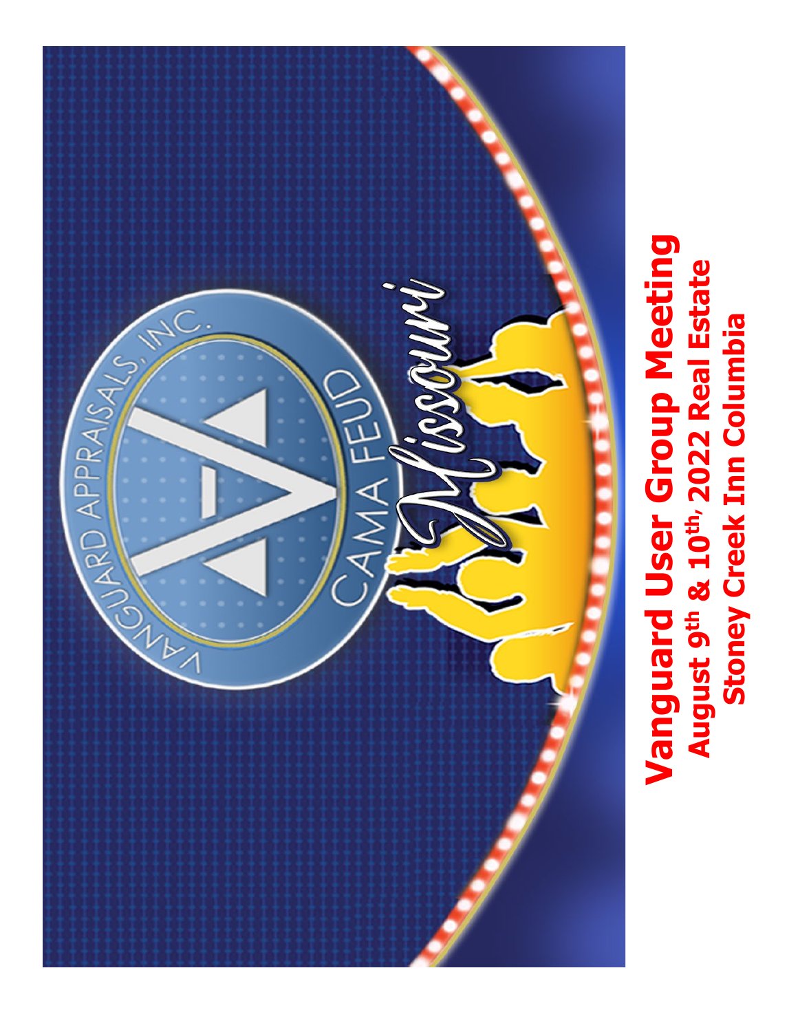VANGUARD APPRAISALS, INC.

CAMA FEUD

Missouri

# Vanguard User Group Meeting

**August 9th & 10th, 2022 Real Estate**

**Stoney Creek Inn Columbia**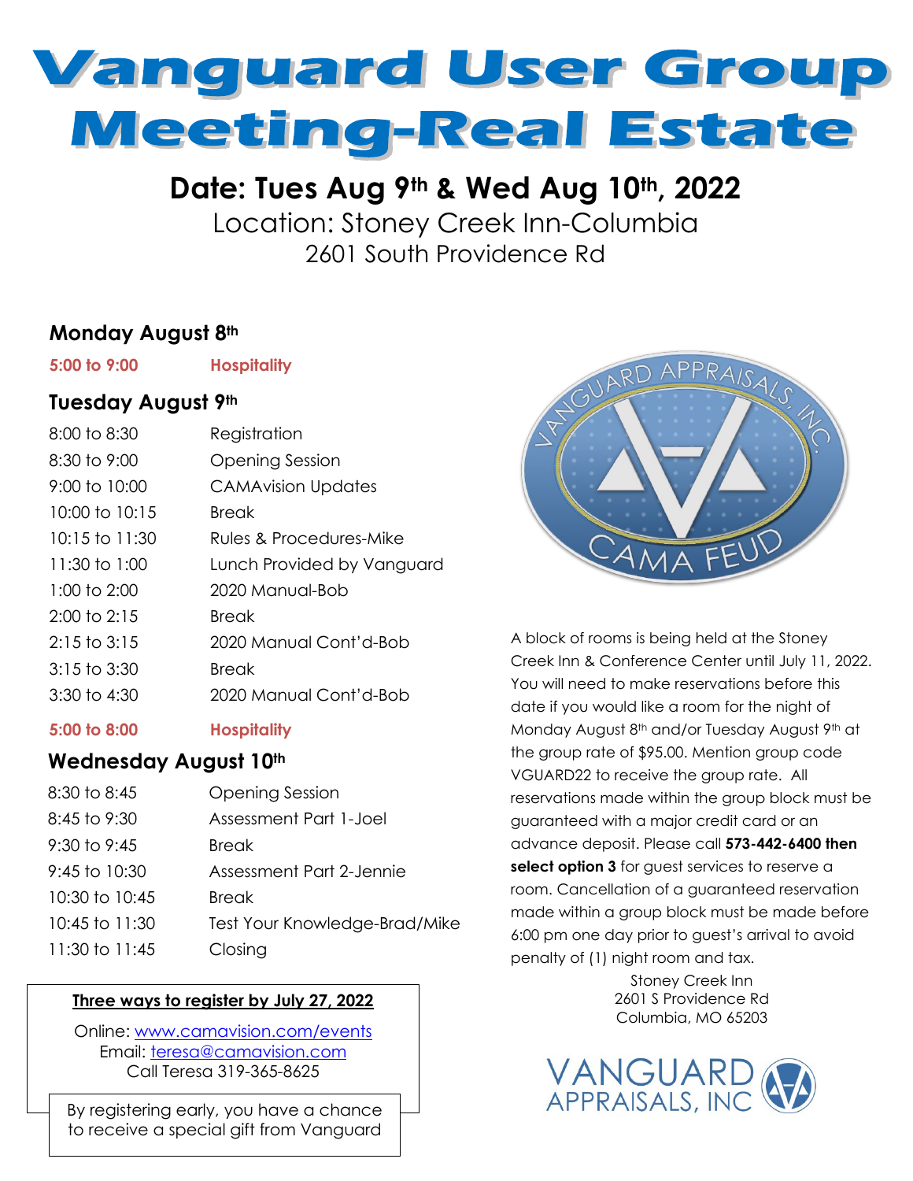# Vanguard User Group Meeting-Real Estate

## Date: Tues Aug 9th & Wed Aug 10th, 2022

Location: Stoney Creek Inn-Columbia
2601 South Providence Rd

### Monday August 8th

| | |
|---|---|
| **5:00 to 9:00** | **Hospitality** |

### Tuesday August 9th

| | |
|---|---|
| 8:00 to 8:30 | Registration |
| 8:30 to 9:00 | Opening Session |
| 9:00 to 10:00 | CAMAvision Updates |
| 10:00 to 10:15 | Break |
| 10:15 to 11:30 | Rules & Procedures-Mike |
| 11:30 to 1:00 | Lunch Provided by Vanguard |
| 1:00 to 2:00 | 2020 Manual-Bob |
| 2:00 to 2:15 | Break |
| 2:15 to 3:15 | 2020 Manual Cont'd-Bob |
| 3:15 to 3:30 | Break |
| 3:30 to 4:30 | 2020 Manual Cont'd-Bob |
| **5:00 to 8:00** | **Hospitality** |

### Wednesday August 10th

| | |
|---|---|
| 8:30 to 8:45 | Opening Session |
| 8:45 to 9:30 | Assessment Part 1-Joel |
| 9:30 to 9:45 | Break |
| 9:45 to 10:30 | Assessment Part 2-Jennie |
| 10:30 to 10:45 | Break |
| 10:45 to 11:30 | Test Your Knowledge-Brad/Mike |
| 11:30 to 11:45 | Closing |

**Three ways to register by July 27, 2022**

Online: www.camavision.com/events
Email: teresa@camavision.com
Call Teresa 319-365-8625

By registering early, you have a chance to receive a special gift from Vanguard

VANGUARD APPRAISALS, INC
CAMA FEUD

A block of rooms is being held at the Stoney Creek Inn & Conference Center until July 11, 2022. You will need to make reservations before this date if you would like a room for the night of Monday August 8th and/or Tuesday August 9th at the group rate of $95.00. Mention group code VGUARD22 to receive the group rate. All reservations made within the group block must be guaranteed with a major credit card or an advance deposit. Please call **573-442-6400 then select option 3** for guest services to reserve a room. Cancellation of a guaranteed reservation made within a group block must be made before 6:00 pm one day prior to guest's arrival to avoid penalty of (1) night room and tax.

Stoney Creek Inn
2601 S Providence Rd
Columbia, MO 65203

VANGUARD APPRAISALS, INC